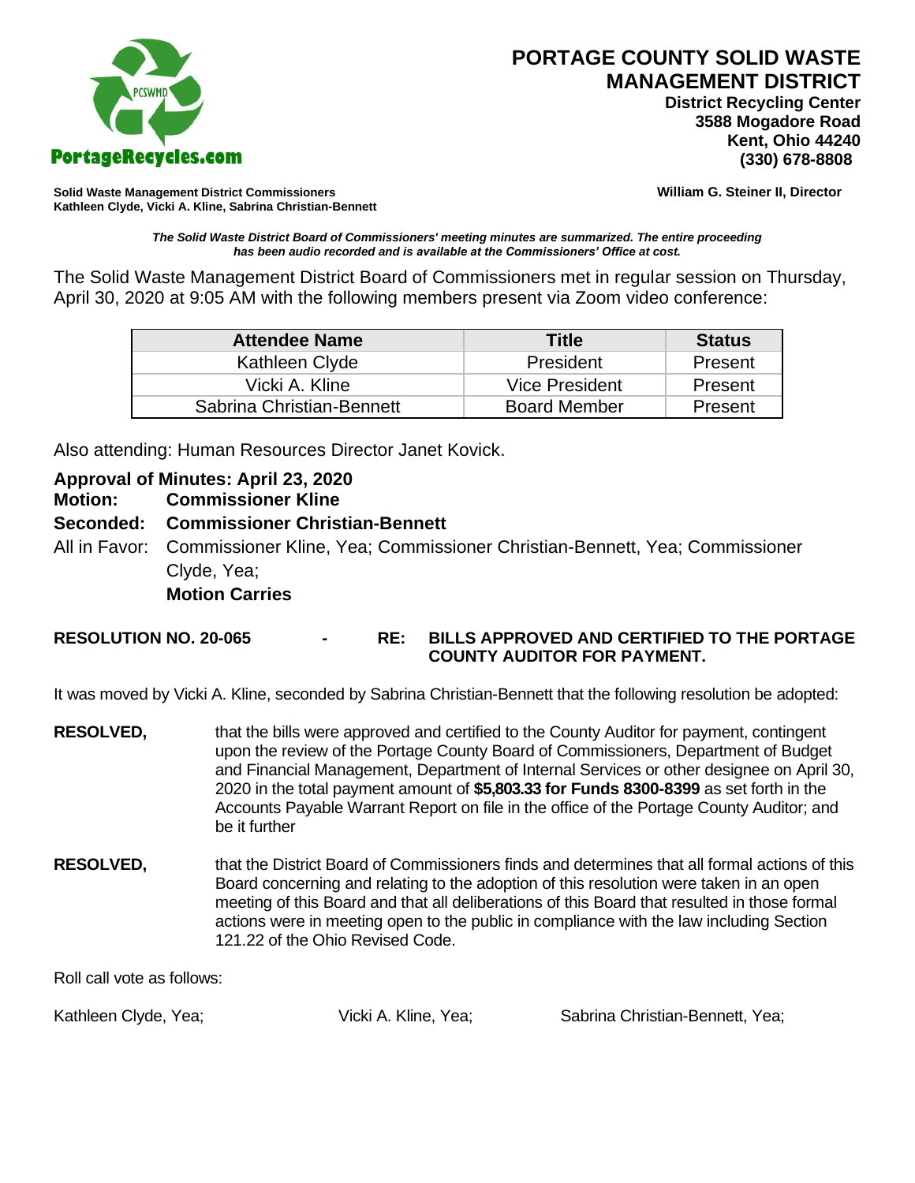# PORTAGE COUNTY SOLID WASTE MANAGEMENT DISTRICT

**District Recycling Center**
**3588 Mogadore Road**
**Kent, Ohio 44240**
**(330) 678-8808**

PortageRecycles.com

**Solid Waste Management District Commissioners**
**Kathleen Clyde, Vicki A. Kline, Sabrina Christian-Bennett**

**William G. Steiner II, Director**

***The Solid Waste District Board of Commissioners' meeting minutes are summarized. The entire proceeding has been audio recorded and is available at the Commissioners' Office at cost.***

The Solid Waste Management District Board of Commissioners met in regular session on Thursday, April 30, 2020 at 9:05 AM with the following members present via Zoom video conference:

| Attendee Name | Title | Status |
|---|---|---|
| Kathleen Clyde | President | Present |
| Vicki A. Kline | Vice President | Present |
| Sabrina Christian-Bennett | Board Member | Present |

Also attending: Human Resources Director Janet Kovick.

**Approval of Minutes: April 23, 2020**
**Motion: Commissioner Kline**
**Seconded: Commissioner Christian-Bennett**
All in Favor: Commissioner Kline, Yea; Commissioner Christian-Bennett, Yea; Commissioner Clyde, Yea;
**Motion Carries**

**RESOLUTION NO. 20-065 - RE: BILLS APPROVED AND CERTIFIED TO THE PORTAGE COUNTY AUDITOR FOR PAYMENT.**

It was moved by Vicki A. Kline, seconded by Sabrina Christian-Bennett that the following resolution be adopted:

**RESOLVED,** that the bills were approved and certified to the County Auditor for payment, contingent upon the review of the Portage County Board of Commissioners, Department of Budget and Financial Management, Department of Internal Services or other designee on April 30, 2020 in the total payment amount of **$5,803.33 for Funds 8300-8399** as set forth in the Accounts Payable Warrant Report on file in the office of the Portage County Auditor; and be it further

**RESOLVED,** that the District Board of Commissioners finds and determines that all formal actions of this Board concerning and relating to the adoption of this resolution were taken in an open meeting of this Board and that all deliberations of this Board that resulted in those formal actions were in meeting open to the public in compliance with the law including Section 121.22 of the Ohio Revised Code.

Roll call vote as follows:

Kathleen Clyde, Yea; Vicki A. Kline, Yea; Sabrina Christian-Bennett, Yea;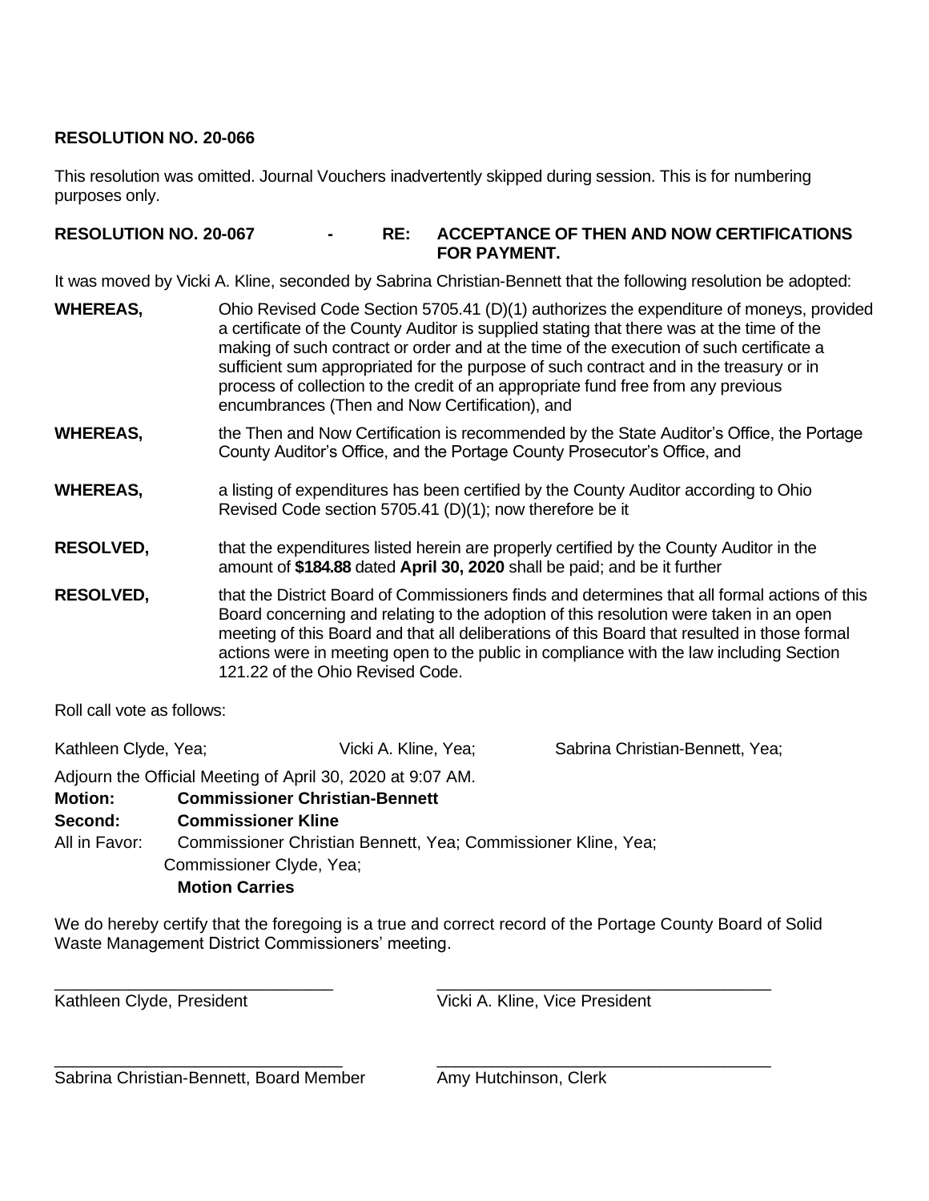**RESOLUTION NO. 20-066**

This resolution was omitted. Journal Vouchers inadvertently skipped during session. This is for numbering purposes only.

**RESOLUTION NO. 20-067 - RE: ACCEPTANCE OF THEN AND NOW CERTIFICATIONS FOR PAYMENT.**

It was moved by Vicki A. Kline, seconded by Sabrina Christian-Bennett that the following resolution be adopted:

**WHEREAS,** Ohio Revised Code Section 5705.41 (D)(1) authorizes the expenditure of moneys, provided a certificate of the County Auditor is supplied stating that there was at the time of the making of such contract or order and at the time of the execution of such certificate a sufficient sum appropriated for the purpose of such contract and in the treasury or in process of collection to the credit of an appropriate fund free from any previous encumbrances (Then and Now Certification), and

**WHEREAS,** the Then and Now Certification is recommended by the State Auditor's Office, the Portage County Auditor's Office, and the Portage County Prosecutor's Office, and

**WHEREAS,** a listing of expenditures has been certified by the County Auditor according to Ohio Revised Code section 5705.41 (D)(1); now therefore be it

**RESOLVED,** that the expenditures listed herein are properly certified by the County Auditor in the amount of **$184.88** dated **April 30, 2020** shall be paid; and be it further

**RESOLVED,** that the District Board of Commissioners finds and determines that all formal actions of this Board concerning and relating to the adoption of this resolution were taken in an open meeting of this Board and that all deliberations of this Board that resulted in those formal actions were in meeting open to the public in compliance with the law including Section 121.22 of the Ohio Revised Code.

Roll call vote as follows:

Kathleen Clyde, Yea; Vicki A. Kline, Yea; Sabrina Christian-Bennett, Yea;

Adjourn the Official Meeting of April 30, 2020 at 9:07 AM.

**Motion:** **Commissioner Christian-Bennett**

**Second:** **Commissioner Kline**

All in Favor: Commissioner Christian Bennett, Yea; Commissioner Kline, Yea; Commissioner Clyde, Yea;

**Motion Carries**

We do hereby certify that the foregoing is a true and correct record of the Portage County Board of Solid Waste Management District Commissioners' meeting.

______________________________
Kathleen Clyde, President

______________________________
Vicki A. Kline, Vice President

______________________________
Sabrina Christian-Bennett, Board Member

______________________________
Amy Hutchinson, Clerk